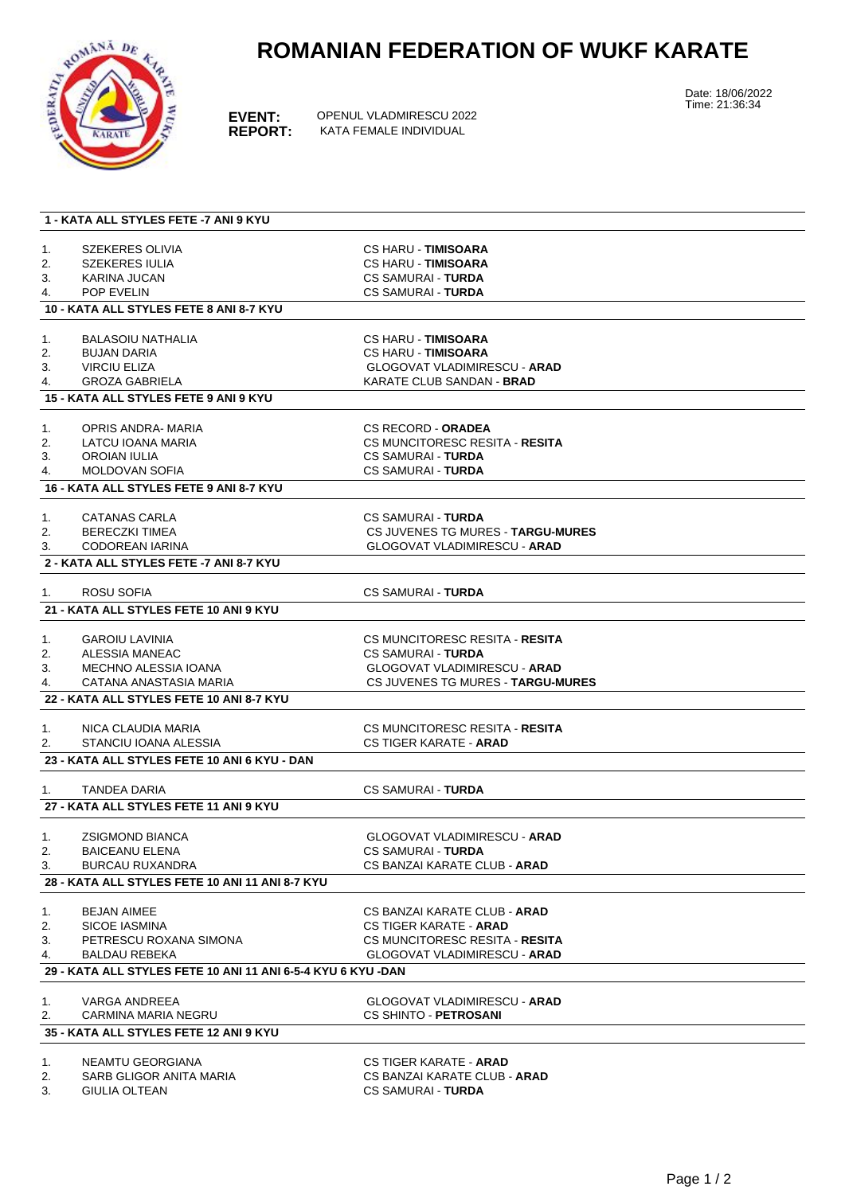# ROMANIAN FEDERATION OF WUKF KARATE

**EVENT:** OPENUL VLADMIRESCU 2022
**REPORT:** KATA FEMALE INDIVIDUAL

Date: 18/06/2022
Time: 21:36:34

### 1 - KATA ALL STYLES FETE -7 ANI 9 KYU

| | | |
|---|---|---|
| 1. | SZEKERES OLIVIA | CS HARU - **TIMISOARA** |
| 2. | SZEKERES IULIA | CS HARU - **TIMISOARA** |
| 3. | KARINA JUCAN | CS SAMURAI - **TURDA** |
| 4. | POP EVELIN | CS SAMURAI - **TURDA** |

### 10 - KATA ALL STYLES FETE 8 ANI 8-7 KYU

| | | |
|---|---|---|
| 1. | BALASOIU NATHALIA | CS HARU - **TIMISOARA** |
| 2. | BUJAN DARIA | CS HARU - **TIMISOARA** |
| 3. | VIRCIU ELIZA | GLOGOVAT VLADIMIRESCU - **ARAD** |
| 4. | GROZA GABRIELA | KARATE CLUB SANDAN - **BRAD** |

### 15 - KATA ALL STYLES FETE 9 ANI 9 KYU

| | | |
|---|---|---|
| 1. | OPRIS ANDRA- MARIA | CS RECORD - **ORADEA** |
| 2. | LATCU IOANA MARIA | CS MUNCITORESC RESITA - **RESITA** |
| 3. | OROIAN IULIA | CS SAMURAI - **TURDA** |
| 4. | MOLDOVAN SOFIA | CS SAMURAI - **TURDA** |

### 16 - KATA ALL STYLES FETE 9 ANI 8-7 KYU

| | | |
|---|---|---|
| 1. | CATANAS CARLA | CS SAMURAI - **TURDA** |
| 2. | BERECZKI TIMEA | CS JUVENES TG MURES - **TARGU-MURES** |
| 3. | CODOREAN IARINA | GLOGOVAT VLADIMIRESCU - **ARAD** |

### 2 - KATA ALL STYLES FETE -7 ANI 8-7 KYU

| | | |
|---|---|---|
| 1. | ROSU SOFIA | CS SAMURAI - **TURDA** |

### 21 - KATA ALL STYLES FETE 10 ANI 9 KYU

| | | |
|---|---|---|
| 1. | GAROIU LAVINIA | CS MUNCITORESC RESITA - **RESITA** |
| 2. | ALESSIA MANEAC | CS SAMURAI - **TURDA** |
| 3. | MECHNO ALESSIA IOANA | GLOGOVAT VLADIMIRESCU - **ARAD** |
| 4. | CATANA ANASTASIA MARIA | CS JUVENES TG MURES - **TARGU-MURES** |

### 22 - KATA ALL STYLES FETE 10 ANI 8-7 KYU

| | | |
|---|---|---|
| 1. | NICA CLAUDIA MARIA | CS MUNCITORESC RESITA - **RESITA** |
| 2. | STANCIU IOANA ALESSIA | CS TIGER KARATE - **ARAD** |

### 23 - KATA ALL STYLES FETE 10 ANI 6 KYU - DAN

| | | |
|---|---|---|
| 1. | TANDEA DARIA | CS SAMURAI - **TURDA** |

### 27 - KATA ALL STYLES FETE 11 ANI 9 KYU

| | | |
|---|---|---|
| 1. | ZSIGMOND BIANCA | GLOGOVAT VLADIMIRESCU - **ARAD** |
| 2. | BAICEANU ELENA | CS SAMURAI - **TURDA** |
| 3. | BURCAU RUXANDRA | CS BANZAI KARATE CLUB - **ARAD** |

### 28 - KATA ALL STYLES FETE 10 ANI 11 ANI 8-7 KYU

| | | |
|---|---|---|
| 1. | BEJAN AIMEE | CS BANZAI KARATE CLUB - **ARAD** |
| 2. | SICOE IASMINA | CS TIGER KARATE - **ARAD** |
| 3. | PETRESCU ROXANA SIMONA | CS MUNCITORESC RESITA - **RESITA** |
| 4. | BALDAU REBEKA | GLOGOVAT VLADIMIRESCU - **ARAD** |

### 29 - KATA ALL STYLES FETE 10 ANI 11 ANI 6-5-4 KYU 6 KYU -DAN

| | | |
|---|---|---|
| 1. | VARGA ANDREEA | GLOGOVAT VLADIMIRESCU - **ARAD** |
| 2. | CARMINA MARIA NEGRU | CS SHINTO - **PETROSANI** |

### 35 - KATA ALL STYLES FETE 12 ANI 9 KYU

| | | |
|---|---|---|
| 1. | NEAMTU GEORGIANA | CS TIGER KARATE - **ARAD** |
| 2. | SARB GLIGOR ANITA MARIA | CS BANZAI KARATE CLUB - **ARAD** |
| 3. | GIULIA OLTEAN | CS SAMURAI - **TURDA** |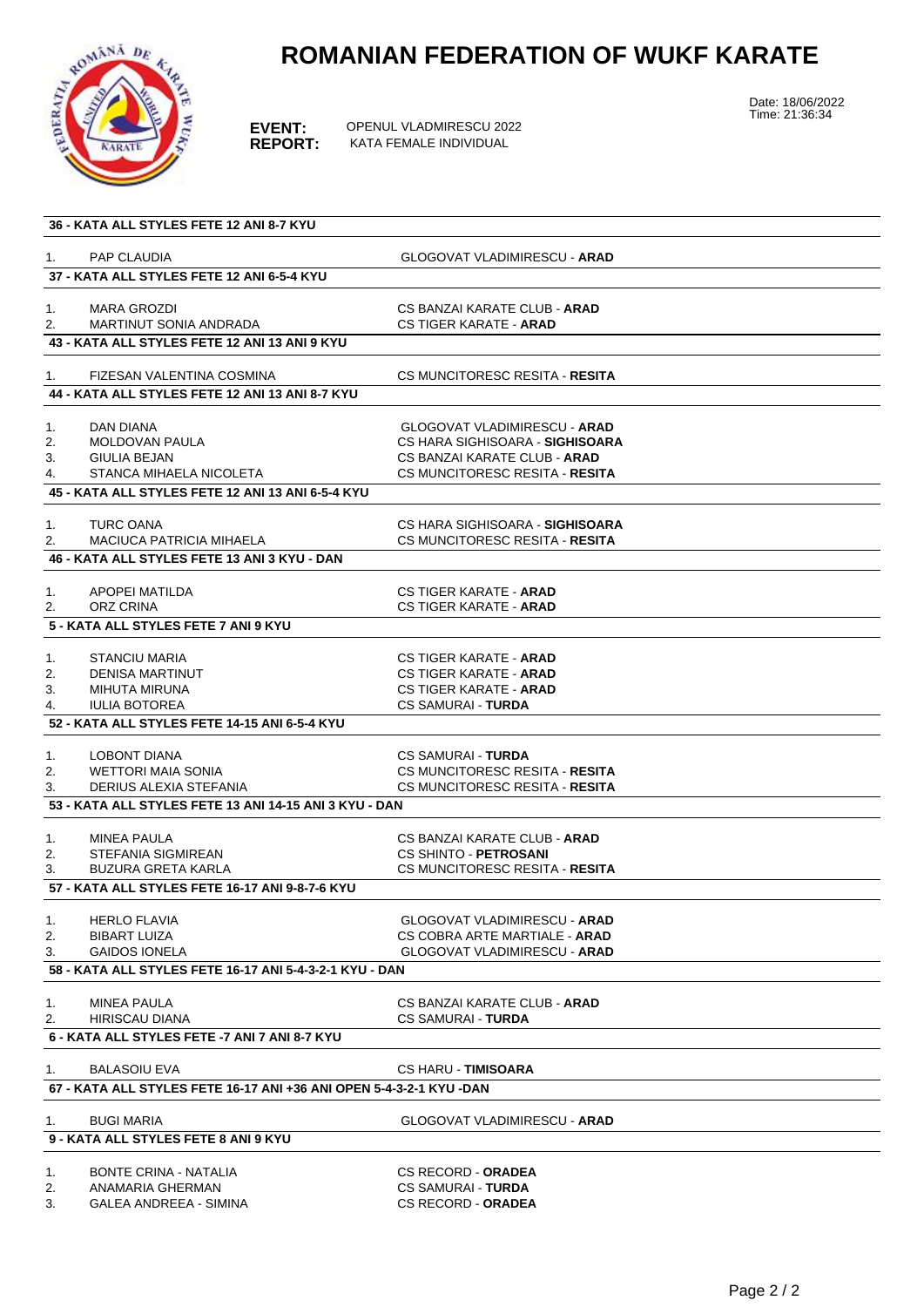# ROMANIAN FEDERATION OF WUKF KARATE

Date: 18/06/2022
Time: 21:36:34

**EVENT:** OPENUL VLADMIRESCU 2022
**REPORT:** KATA FEMALE INDIVIDUAL

### 36 - KATA ALL STYLES FETE 12 ANI 8-7 KYU

| | | |
|---|---|---|
| 1. | PAP CLAUDIA | GLOGOVAT VLADIMIRESCU - **ARAD** |

### 37 - KATA ALL STYLES FETE 12 ANI 6-5-4 KYU

| | | |
|---|---|---|
| 1. | MARA GROZDI | CS BANZAI KARATE CLUB - **ARAD** |
| 2. | MARTINUT SONIA ANDRADA | CS TIGER KARATE - **ARAD** |

### 43 - KATA ALL STYLES FETE 12 ANI 13 ANI 9 KYU

| | | |
|---|---|---|
| 1. | FIZESAN VALENTINA COSMINA | CS MUNCITORESC RESITA - **RESITA** |

### 44 - KATA ALL STYLES FETE 12 ANI 13 ANI 8-7 KYU

| | | |
|---|---|---|
| 1. | DAN DIANA | GLOGOVAT VLADIMIRESCU - **ARAD** |
| 2. | MOLDOVAN PAULA | CS HARA SIGHISOARA - **SIGHISOARA** |
| 3. | GIULIA BEJAN | CS BANZAI KARATE CLUB - **ARAD** |
| 4. | STANCA MIHAELA NICOLETA | CS MUNCITORESC RESITA - **RESITA** |

### 45 - KATA ALL STYLES FETE 12 ANI 13 ANI 6-5-4 KYU

| | | |
|---|---|---|
| 1. | TURC OANA | CS HARA SIGHISOARA - **SIGHISOARA** |
| 2. | MACIUCA PATRICIA MIHAELA | CS MUNCITORESC RESITA - **RESITA** |

### 46 - KATA ALL STYLES FETE 13 ANI 3 KYU - DAN

| | | |
|---|---|---|
| 1. | APOPEI MATILDA | CS TIGER KARATE - **ARAD** |
| 2. | ORZ CRINA | CS TIGER KARATE - **ARAD** |

### 5 - KATA ALL STYLES FETE 7 ANI 9 KYU

| | | |
|---|---|---|
| 1. | STANCIU MARIA | CS TIGER KARATE - **ARAD** |
| 2. | DENISA MARTINUT | CS TIGER KARATE - **ARAD** |
| 3. | MIHUTA MIRUNA | CS TIGER KARATE - **ARAD** |
| 4. | IULIA BOTOREA | CS SAMURAI - **TURDA** |

### 52 - KATA ALL STYLES FETE 14-15 ANI 6-5-4 KYU

| | | |
|---|---|---|
| 1. | LOBONT DIANA | CS SAMURAI - **TURDA** |
| 2. | WETTORI MAIA SONIA | CS MUNCITORESC RESITA - **RESITA** |
| 3. | DERIUS ALEXIA STEFANIA | CS MUNCITORESC RESITA - **RESITA** |

### 53 - KATA ALL STYLES FETE 13 ANI 14-15 ANI 3 KYU - DAN

| | | |
|---|---|---|
| 1. | MINEA PAULA | CS BANZAI KARATE CLUB - **ARAD** |
| 2. | STEFANIA SIGMIREAN | CS SHINTO - **PETROSANI** |
| 3. | BUZURA GRETA KARLA | CS MUNCITORESC RESITA - **RESITA** |

### 57 - KATA ALL STYLES FETE 16-17 ANI 9-8-7-6 KYU

| | | |
|---|---|---|
| 1. | HERLO FLAVIA | GLOGOVAT VLADIMIRESCU - **ARAD** |
| 2. | BIBART LUIZA | CS COBRA ARTE MARTIALE - **ARAD** |
| 3. | GAIDOS IONELA | GLOGOVAT VLADIMIRESCU - **ARAD** |

### 58 - KATA ALL STYLES FETE 16-17 ANI 5-4-3-2-1 KYU - DAN

| | | |
|---|---|---|
| 1. | MINEA PAULA | CS BANZAI KARATE CLUB - **ARAD** |
| 2. | HIRISCAU DIANA | CS SAMURAI - **TURDA** |

### 6 - KATA ALL STYLES FETE -7 ANI 7 ANI 8-7 KYU

| | | |
|---|---|---|
| 1. | BALASOIU EVA | CS HARU - **TIMISOARA** |

### 67 - KATA ALL STYLES FETE 16-17 ANI +36 ANI OPEN 5-4-3-2-1 KYU -DAN

| | | |
|---|---|---|
| 1. | BUGI MARIA | GLOGOVAT VLADIMIRESCU - **ARAD** |

### 9 - KATA ALL STYLES FETE 8 ANI 9 KYU

| | | |
|---|---|---|
| 1. | BONTE CRINA - NATALIA | CS RECORD - **ORADEA** |
| 2. | ANAMARIA GHERMAN | CS SAMURAI - **TURDA** |
| 3. | GALEA ANDREEA - SIMINA | CS RECORD - **ORADEA** |